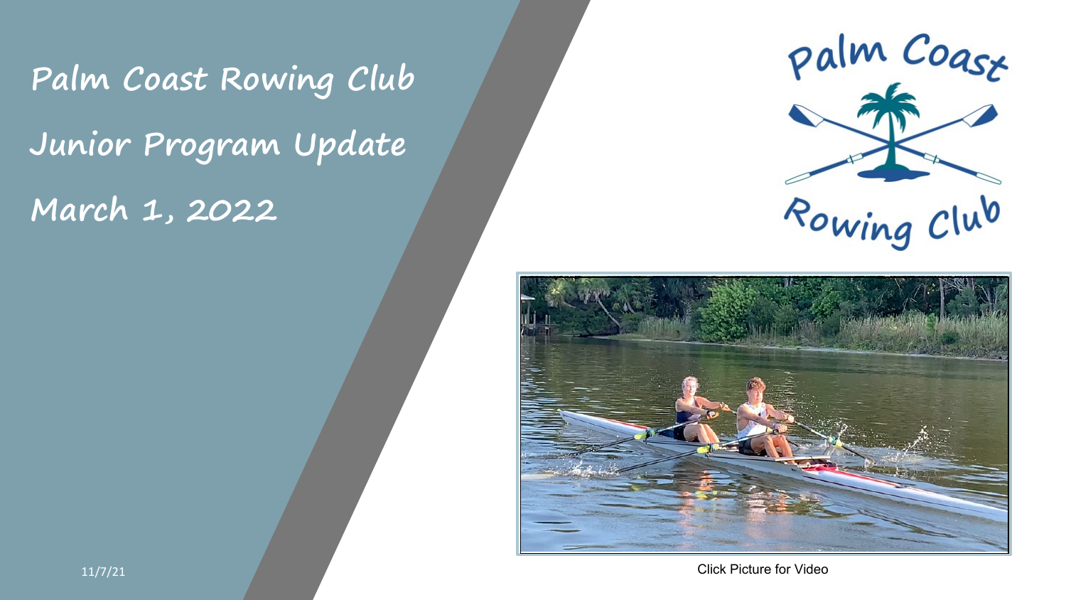# Palm Coast Rowing Club

## Junior Program Update

## March 1, 2022

11/7/21

Click Picture for Video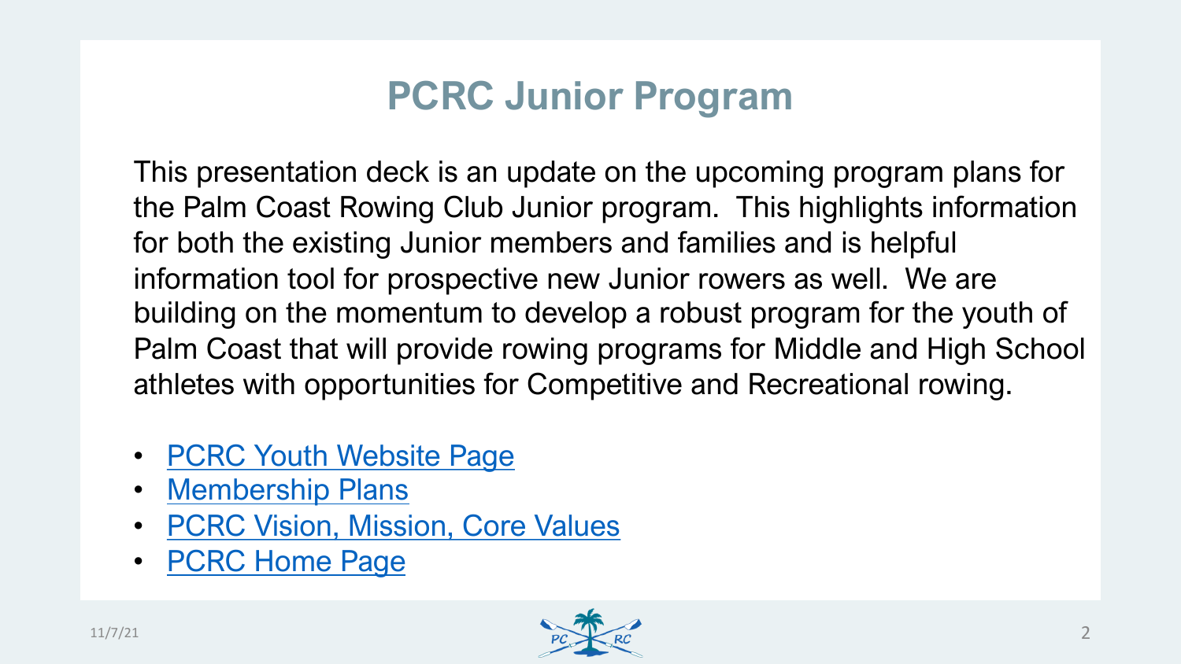# PCRC Junior Program

This presentation deck is an update on the upcoming program plans for the Palm Coast Rowing Club Junior program.  This highlights information for both the existing Junior members and families and is helpful information tool for prospective new Junior rowers as well.  We are building on the momentum to develop a robust program for the youth of Palm Coast that will provide rowing programs for Middle and High School athletes with opportunities for Competitive and Recreational rowing.

- PCRC Youth Website Page
- Membership Plans
- PCRC Vision, Mission, Core Values
- PCRC Home Page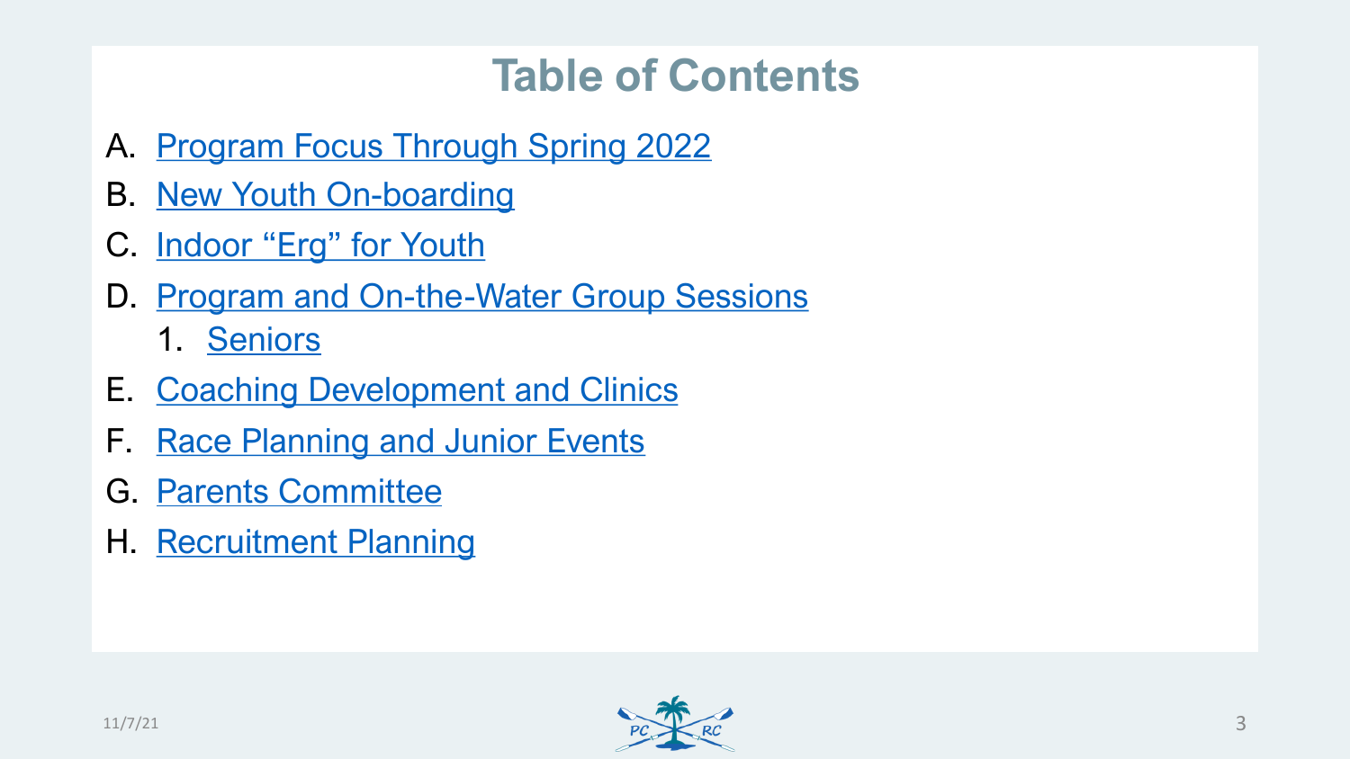# Table of Contents

A. Program Focus Through Spring 2022
B. New Youth On-boarding
C. Indoor “Erg” for Youth
D. Program and On-the-Water Group Sessions
   1. Seniors
E. Coaching Development and Clinics
F. Race Planning and Junior Events
G. Parents Committee
H. Recruitment Planning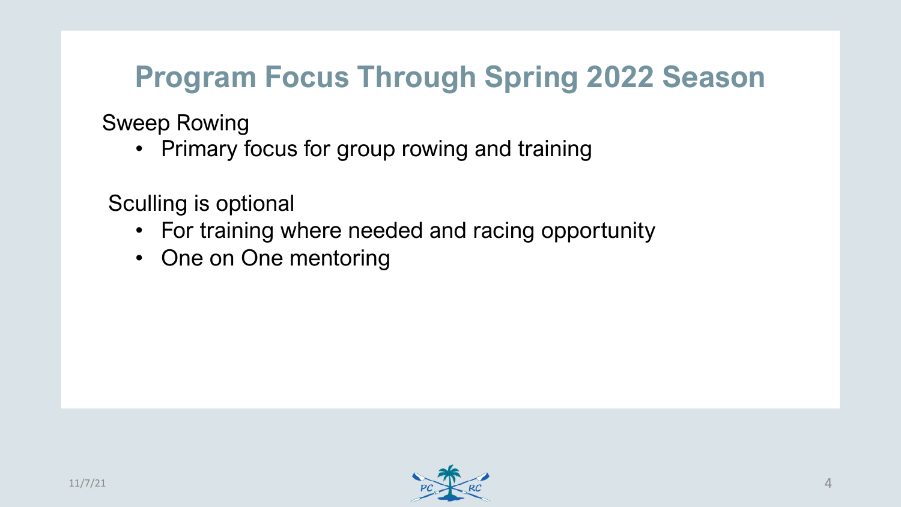# Program Focus Through Spring 2022 Season

Sweep Rowing

- Primary focus for group rowing and training

Sculling is optional

- For training where needed and racing opportunity
- One on One mentoring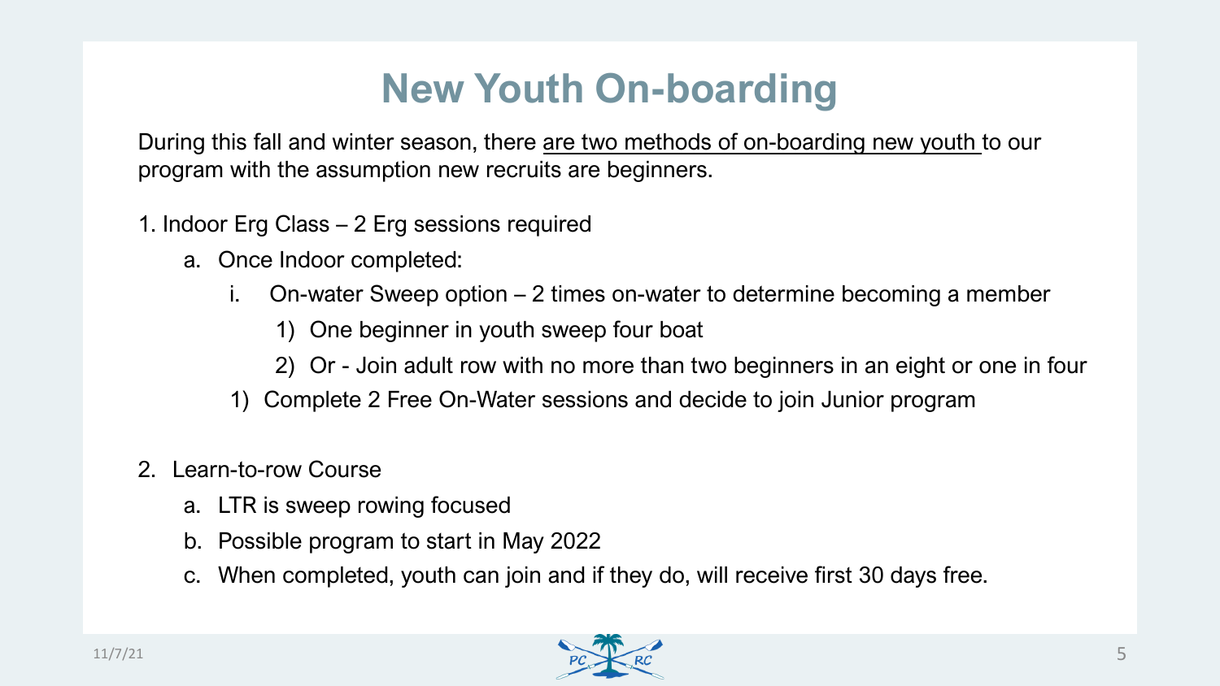# New Youth On-boarding

During this fall and winter season, there <u>are two methods of on-boarding new youth</u> to our program with the assumption new recruits are beginners.

1. Indoor Erg Class – 2 Erg sessions required
   a. Once Indoor completed:
      i. On-water Sweep option – 2 times on-water to determine becoming a member
         1) One beginner in youth sweep four boat
         2) Or - Join adult row with no more than two beginners in an eight or one in four
      1) Complete 2 Free On-Water sessions and decide to join Junior program

2. Learn-to-row Course
   a. LTR is sweep rowing focused
   b. Possible program to start in May 2022
   c. When completed, youth can join and if they do, will receive first 30 days free.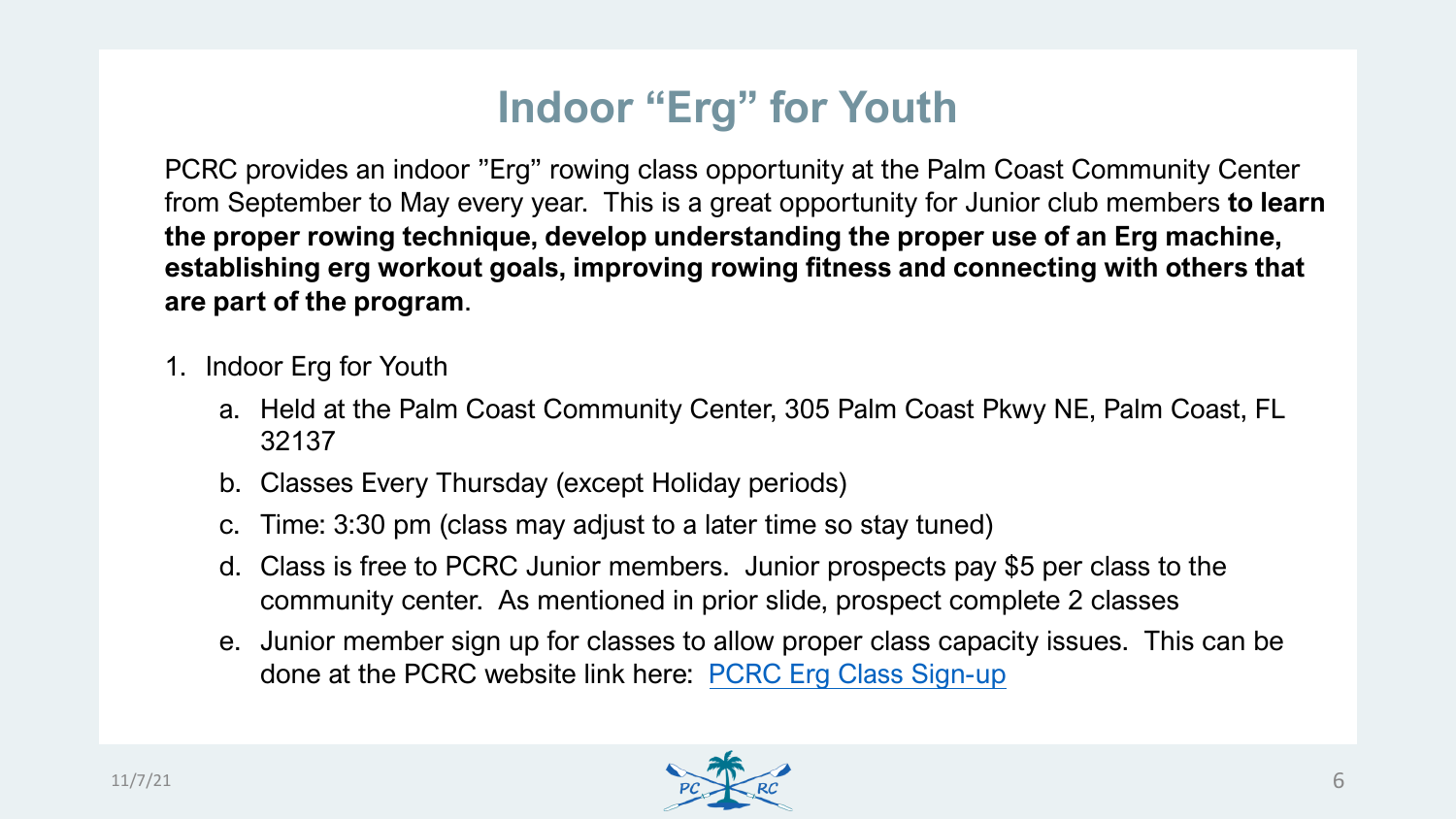# Indoor "Erg" for Youth

PCRC provides an indoor "Erg" rowing class opportunity at the Palm Coast Community Center from September to May every year. This is a great opportunity for Junior club members **to learn the proper rowing technique, develop understanding the proper use of an Erg machine, establishing erg workout goals, improving rowing fitness and connecting with others that are part of the program**.

1. Indoor Erg for Youth
   a. Held at the Palm Coast Community Center, 305 Palm Coast Pkwy NE, Palm Coast, FL 32137
   b. Classes Every Thursday (except Holiday periods)
   c. Time: 3:30 pm (class may adjust to a later time so stay tuned)
   d. Class is free to PCRC Junior members. Junior prospects pay $5 per class to the community center. As mentioned in prior slide, prospect complete 2 classes
   e. Junior member sign up for classes to allow proper class capacity issues. This can be done at the PCRC website link here: PCRC Erg Class Sign-up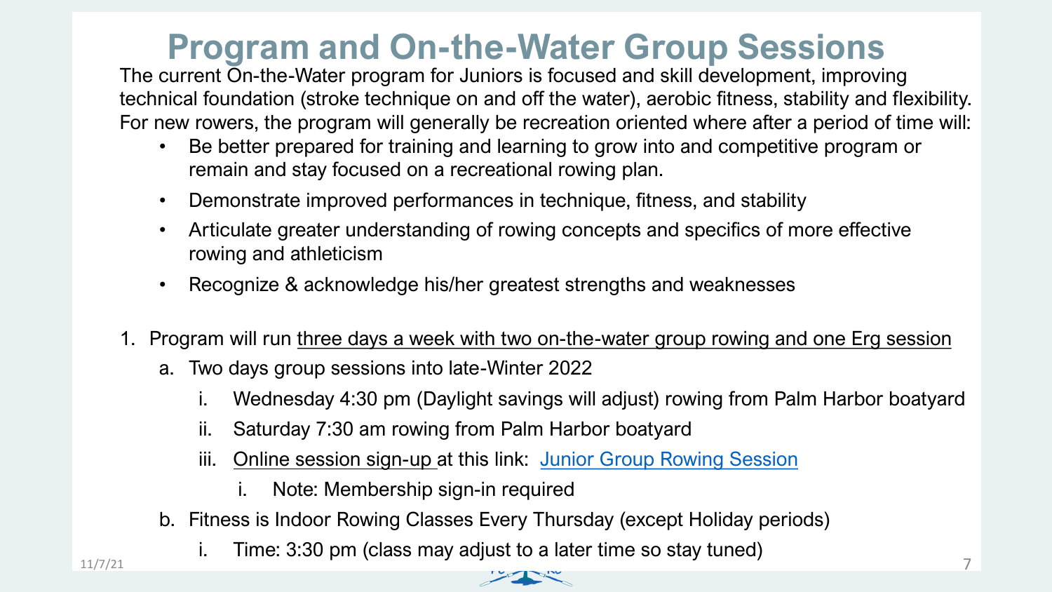# Program and On-the-Water Group Sessions

The current On-the-Water program for Juniors is focused and skill development, improving technical foundation (stroke technique on and off the water), aerobic fitness, stability and flexibility. For new rowers, the program will generally be recreation oriented where after a period of time will:

- Be better prepared for training and learning to grow into and competitive program or remain and stay focused on a recreational rowing plan.
- Demonstrate improved performances in technique, fitness, and stability
- Articulate greater understanding of rowing concepts and specifics of more effective rowing and athleticism
- Recognize & acknowledge his/her greatest strengths and weaknesses

1. Program will run <u>three days a week with two on-the-water group rowing and one Erg session</u>
   a. Two days group sessions into late-Winter 2022
      i. Wednesday 4:30 pm (Daylight savings will adjust) rowing from Palm Harbor boatyard
      ii. Saturday 7:30 am rowing from Palm Harbor boatyard
      iii. <u>Online session sign-up</u> at this link: [Junior Group Rowing Session]()
         i. Note: Membership sign-in required
   b. Fitness is Indoor Rowing Classes Every Thursday (except Holiday periods)
      i. Time: 3:30 pm (class may adjust to a later time so stay tuned)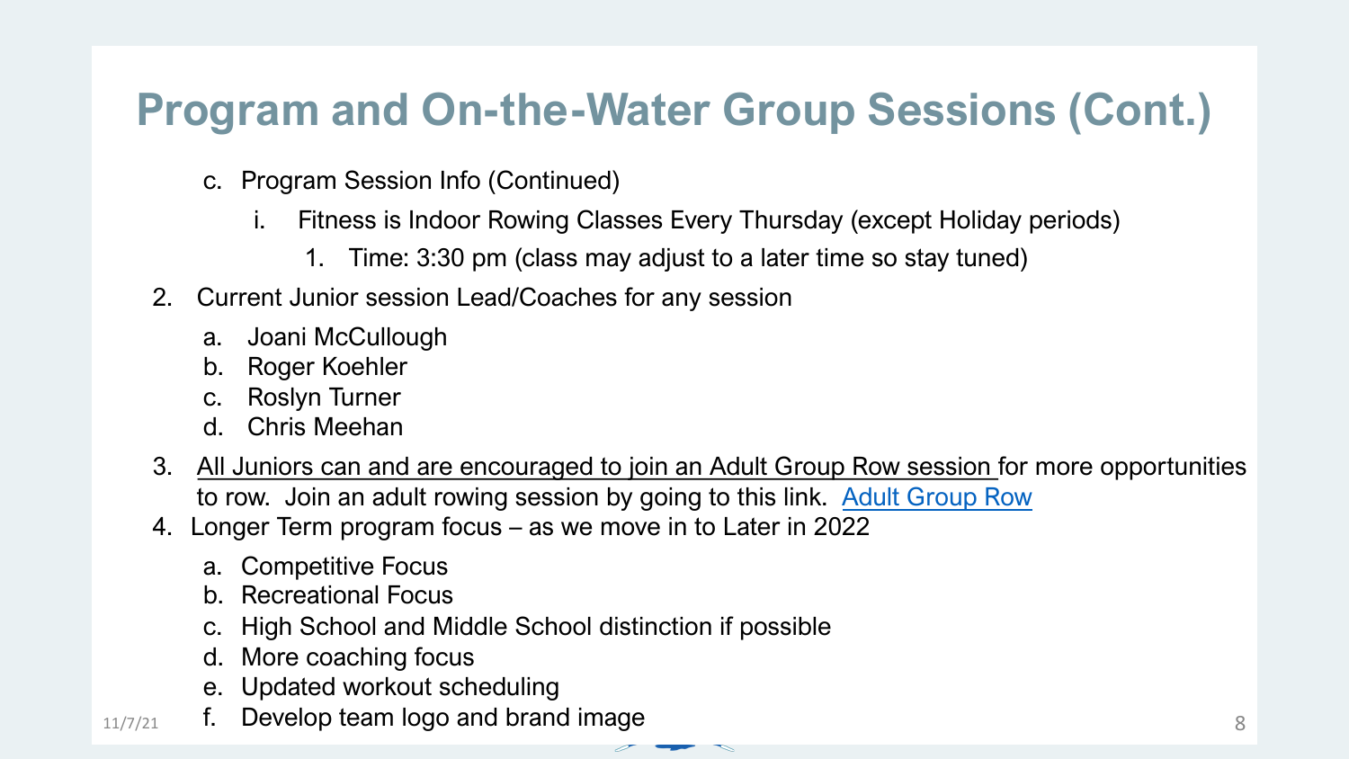# Program and On-the-Water Group Sessions (Cont.)

c. Program Session Info (Continued)

   i. Fitness is Indoor Rowing Classes Every Thursday (except Holiday periods)

      1. Time: 3:30 pm (class may adjust to a later time so stay tuned)

2. Current Junior session Lead/Coaches for any session

   a. Joani McCullough
   b. Roger Koehler
   c. Roslyn Turner
   d. Chris Meehan

3. <u>All Juniors can and are encouraged to join an Adult Group Row session</u> for more opportunities to row. Join an adult rowing session by going to this link. [Adult Group Row]()

4. Longer Term program focus – as we move in to Later in 2022

   a. Competitive Focus
   b. Recreational Focus
   c. High School and Middle School distinction if possible
   d. More coaching focus
   e. Updated workout scheduling
   f. Develop team logo and brand image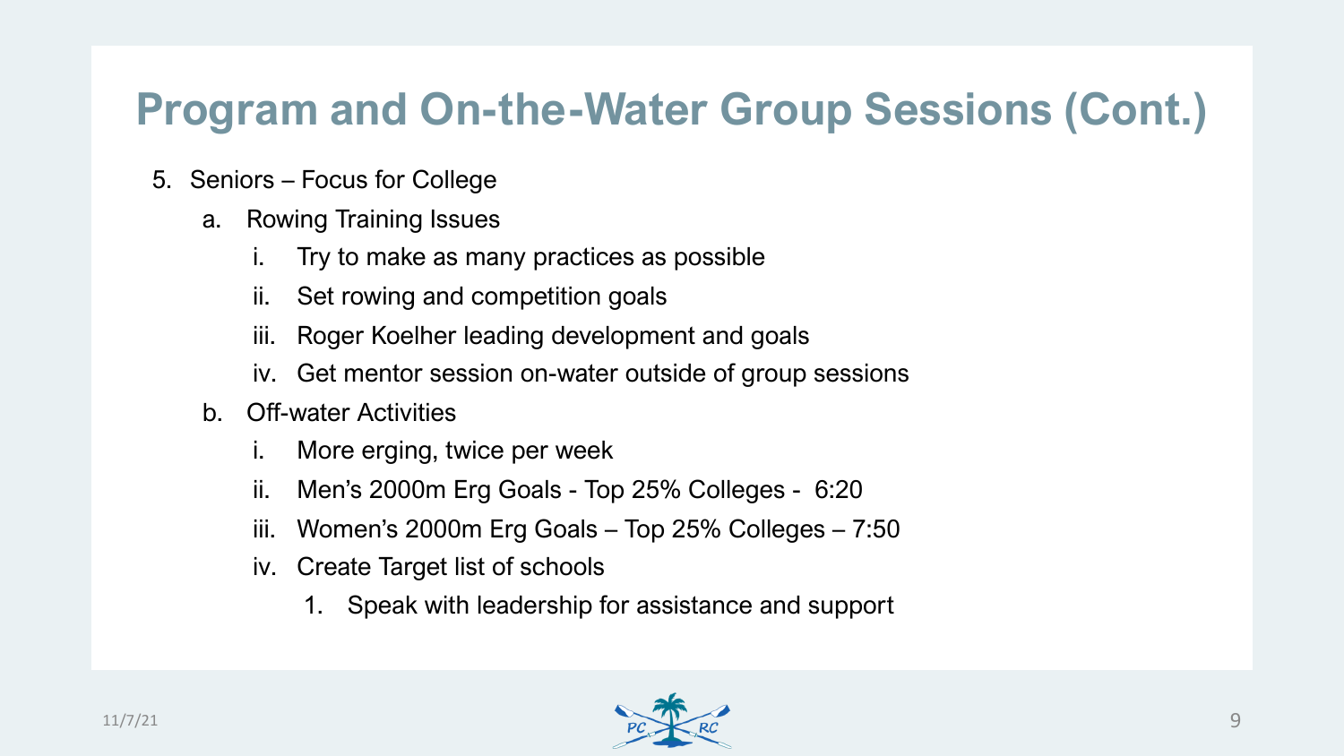# Program and On-the-Water Group Sessions (Cont.)

5. Seniors – Focus for College
   a. Rowing Training Issues
      i. Try to make as many practices as possible
      ii. Set rowing and competition goals
      iii. Roger Koelher leading development and goals
      iv. Get mentor session on-water outside of group sessions
   b. Off-water Activities
      i. More erging, twice per week
      ii. Men's 2000m Erg Goals - Top 25% Colleges - 6:20
      iii. Women's 2000m Erg Goals – Top 25% Colleges – 7:50
      iv. Create Target list of schools
         1. Speak with leadership for assistance and support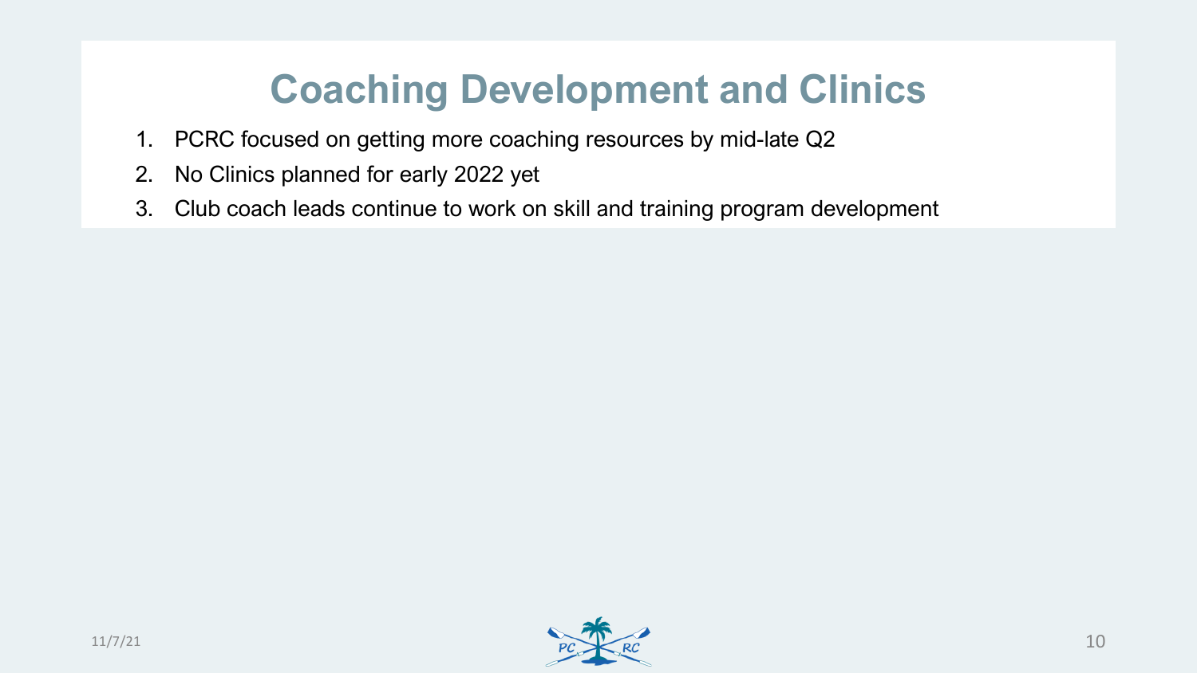# Coaching Development and Clinics

1. PCRC focused on getting more coaching resources by mid-late Q2
2. No Clinics planned for early 2022 yet
3. Club coach leads continue to work on skill and training program development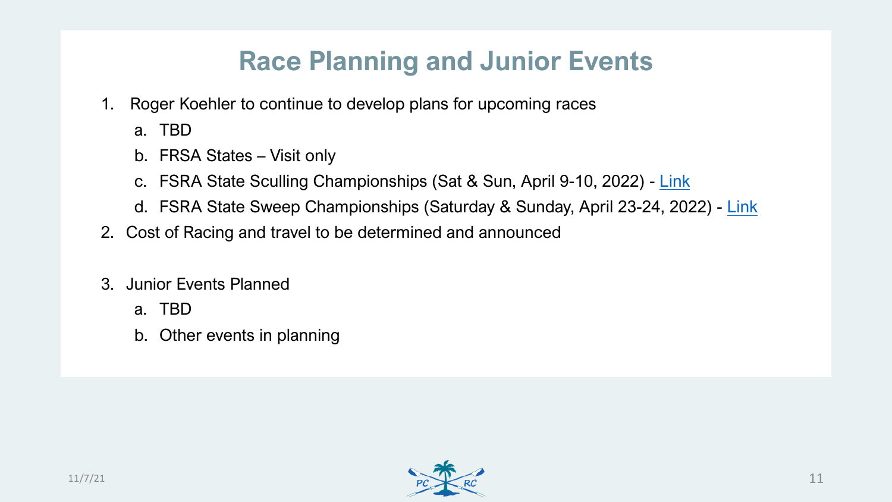# Race Planning and Junior Events

1. Roger Koehler to continue to develop plans for upcoming races
   a. TBD
   b. FRSA States – Visit only
   c. FSRA State Sculling Championships (Sat & Sun, April 9-10, 2022) - Link
   d. FSRA State Sweep Championships (Saturday & Sunday, April 23-24, 2022) - Link
2. Cost of Racing and travel to be determined and announced

3. Junior Events Planned
   a. TBD
   b. Other events in planning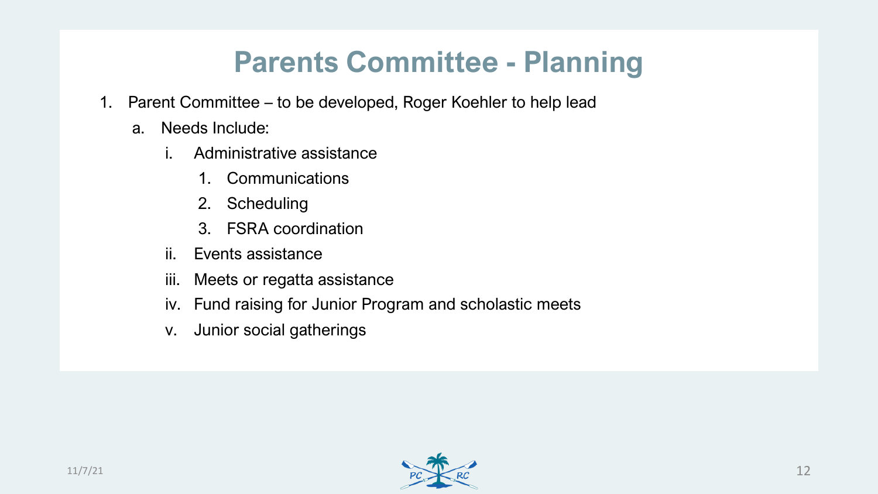# Parents Committee - Planning

1. Parent Committee – to be developed, Roger Koehler to help lead
   a. Needs Include:
      i. Administrative assistance
         1. Communications
         2. Scheduling
         3. FSRA coordination
      ii. Events assistance
      iii. Meets or regatta assistance
      iv. Fund raising for Junior Program and scholastic meets
      v. Junior social gatherings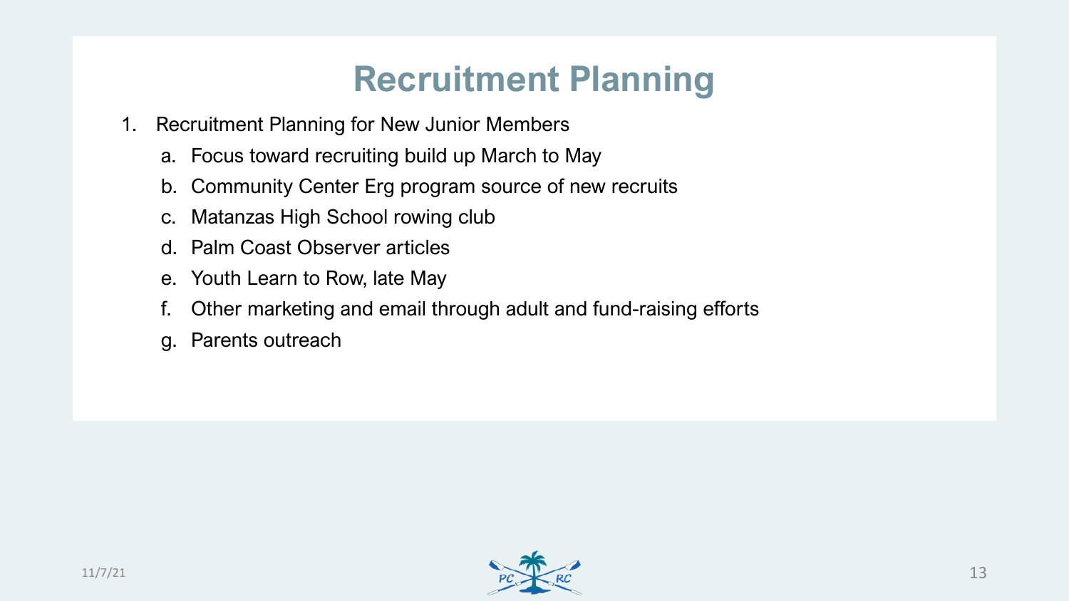# Recruitment Planning

1. Recruitment Planning for New Junior Members
    a. Focus toward recruiting build up March to May
    b. Community Center Erg program source of new recruits
    c. Matanzas High School rowing club
    d. Palm Coast Observer articles
    e. Youth Learn to Row, late May
    f. Other marketing and email through adult and fund-raising efforts
    g. Parents outreach